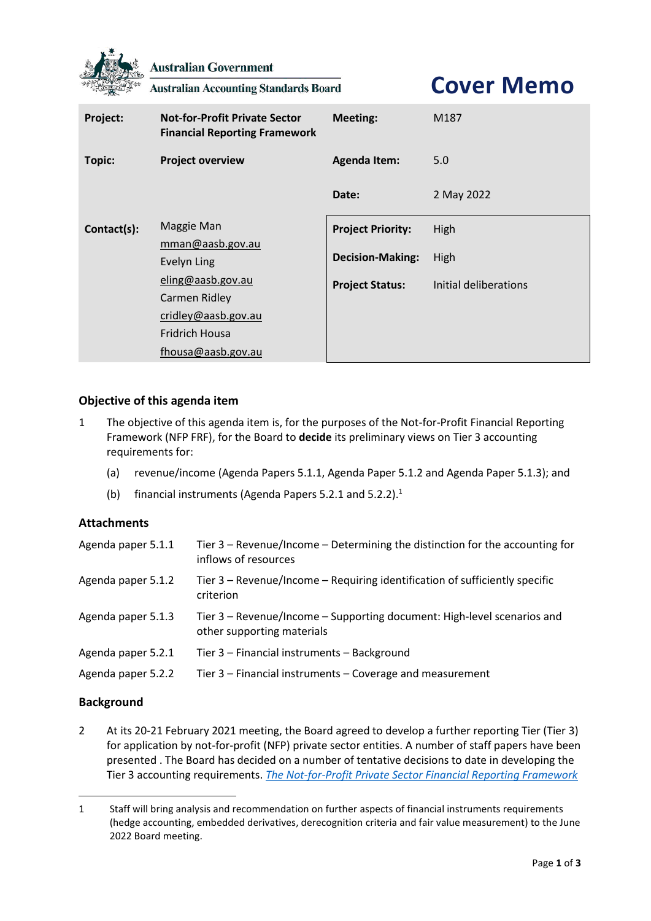Australian Government

Australian Accounting Standards Board

# Cover Memo

| | | | |
|---|---|---|---|
| **Project:** | **Not-for-Profit Private Sector Financial Reporting Framework** | **Meeting:** | M187 |
| **Topic:** | **Project overview** | **Agenda Item:** | 5.0 |
| | | **Date:** | 2 May 2022 |
| **Contact(s):** | Maggie Man<br>mman@aasb.gov.au<br>Evelyn Ling<br>eling@aasb.gov.au<br>Carmen Ridley<br>cridley@aasb.gov.au<br>Fridrich Housa<br>fhousa@aasb.gov.au | **Project Priority:**<br>**Decision-Making:**<br>**Project Status:** | High<br>High<br>Initial deliberations |

## Objective of this agenda item

1 The objective of this agenda item is, for the purposes of the Not-for-Profit Financial Reporting Framework (NFP FRF), for the Board to **decide** its preliminary views on Tier 3 accounting requirements for:

(a) revenue/income (Agenda Papers 5.1.1, Agenda Paper 5.1.2 and Agenda Paper 5.1.3); and

(b) financial instruments (Agenda Papers 5.2.1 and 5.2.2).[1]

## Attachments

| | |
|---|---|
| Agenda paper 5.1.1 | Tier 3 – Revenue/Income – Determining the distinction for the accounting for inflows of resources |
| Agenda paper 5.1.2 | Tier 3 – Revenue/Income – Requiring identification of sufficiently specific criterion |
| Agenda paper 5.1.3 | Tier 3 – Revenue/Income – Supporting document: High-level scenarios and other supporting materials |
| Agenda paper 5.2.1 | Tier 3 – Financial instruments – Background |
| Agenda paper 5.2.2 | Tier 3 – Financial instruments – Coverage and measurement |

## Background

2 At its 20-21 February 2021 meeting, the Board agreed to develop a further reporting Tier (Tier 3) for application by not-for-profit (NFP) private sector entities. A number of staff papers have been presented . The Board has decided on a number of tentative decisions to date in developing the Tier 3 accounting requirements. *The Not-for-Profit Private Sector Financial Reporting Framework*

---

[1] Staff will bring analysis and recommendation on further aspects of financial instruments requirements (hedge accounting, embedded derivatives, derecognition criteria and fair value measurement) to the June 2022 Board meeting.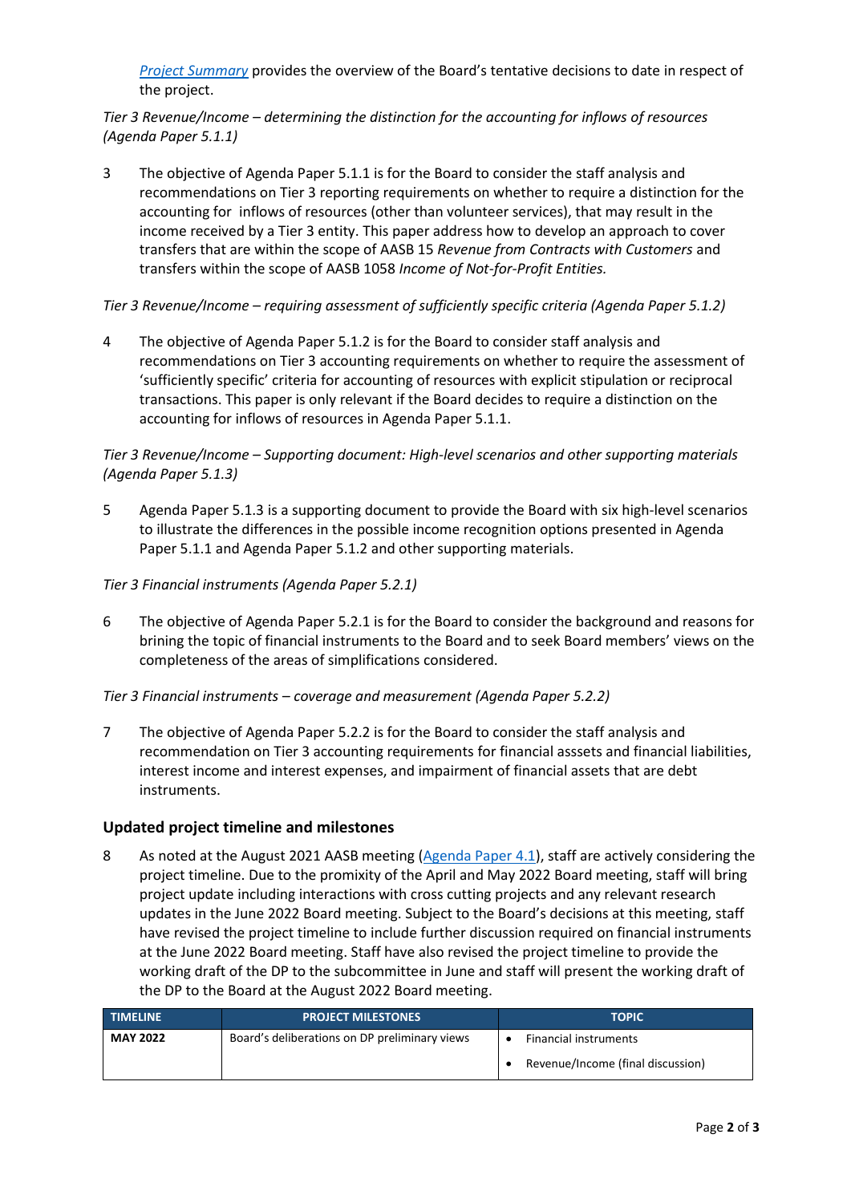[Project Summary](#) provides the overview of the Board's tentative decisions to date in respect of the project.

*Tier 3 Revenue/Income – determining the distinction for the accounting for inflows of resources (Agenda Paper 5.1.1)*

3 The objective of Agenda Paper 5.1.1 is for the Board to consider the staff analysis and recommendations on Tier 3 reporting requirements on whether to require a distinction for the accounting for inflows of resources (other than volunteer services), that may result in the income received by a Tier 3 entity. This paper address how to develop an approach to cover transfers that are within the scope of AASB 15 *Revenue from Contracts with Customers* and transfers within the scope of AASB 1058 *Income of Not-for-Profit Entities.*

*Tier 3 Revenue/Income – requiring assessment of sufficiently specific criteria (Agenda Paper 5.1.2)*

4 The objective of Agenda Paper 5.1.2 is for the Board to consider staff analysis and recommendations on Tier 3 accounting requirements on whether to require the assessment of 'sufficiently specific' criteria for accounting of resources with explicit stipulation or reciprocal transactions. This paper is only relevant if the Board decides to require a distinction on the accounting for inflows of resources in Agenda Paper 5.1.1.

*Tier 3 Revenue/Income – Supporting document: High-level scenarios and other supporting materials (Agenda Paper 5.1.3)*

5 Agenda Paper 5.1.3 is a supporting document to provide the Board with six high-level scenarios to illustrate the differences in the possible income recognition options presented in Agenda Paper 5.1.1 and Agenda Paper 5.1.2 and other supporting materials.

*Tier 3 Financial instruments (Agenda Paper 5.2.1)*

6 The objective of Agenda Paper 5.2.1 is for the Board to consider the background and reasons for brining the topic of financial instruments to the Board and to seek Board members' views on the completeness of the areas of simplifications considered.

*Tier 3 Financial instruments – coverage and measurement (Agenda Paper 5.2.2)*

7 The objective of Agenda Paper 5.2.2 is for the Board to consider the staff analysis and recommendation on Tier 3 accounting requirements for financial asssets and financial liabilities, interest income and interest expenses, and impairment of financial assets that are debt instruments.

### Updated project timeline and milestones

8 As noted at the August 2021 AASB meeting ([Agenda Paper 4.1](#)), staff are actively considering the project timeline. Due to the promixity of the April and May 2022 Board meeting, staff will bring project update including interactions with cross cutting projects and any relevant research updates in the June 2022 Board meeting. Subject to the Board's decisions at this meeting, staff have revised the project timeline to include further discussion required on financial instruments at the June 2022 Board meeting. Staff have also revised the project timeline to provide the working draft of the DP to the subcommittee in June and staff will present the working draft of the DP to the Board at the August 2022 Board meeting.

| TIMELINE | PROJECT MILESTONES | TOPIC |
|---|---|---|
| **MAY 2022** | Board's deliberations on DP preliminary views | • Financial instruments<br>• Revenue/Income (final discussion) |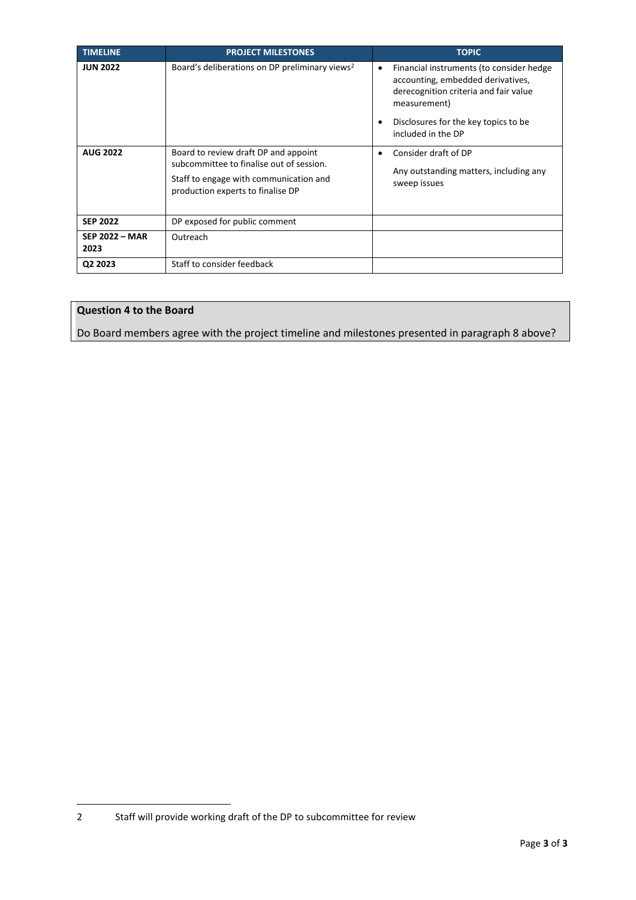| TIMELINE | PROJECT MILESTONES | TOPIC |
|---|---|---|
| **JUN 2022** | Board's deliberations on DP preliminary views[2] | • Financial instruments (to consider hedge accounting, embedded derivatives, derecognition criteria and fair value measurement)<br>• Disclosures for the key topics to be included in the DP |
| **AUG 2022** | Board to review draft DP and appoint subcommittee to finalise out of session.<br>Staff to engage with communication and production experts to finalise DP | • Consider draft of DP<br>Any outstanding matters, including any sweep issues |
| **SEP 2022** | DP exposed for public comment | |
| **SEP 2022 – MAR 2023** | Outreach | |
| **Q2 2023** | Staff to consider feedback | |

**Question 4 to the Board**

Do Board members agree with the project timeline and milestones presented in paragraph 8 above?

2 Staff will provide working draft of the DP to subcommittee for review